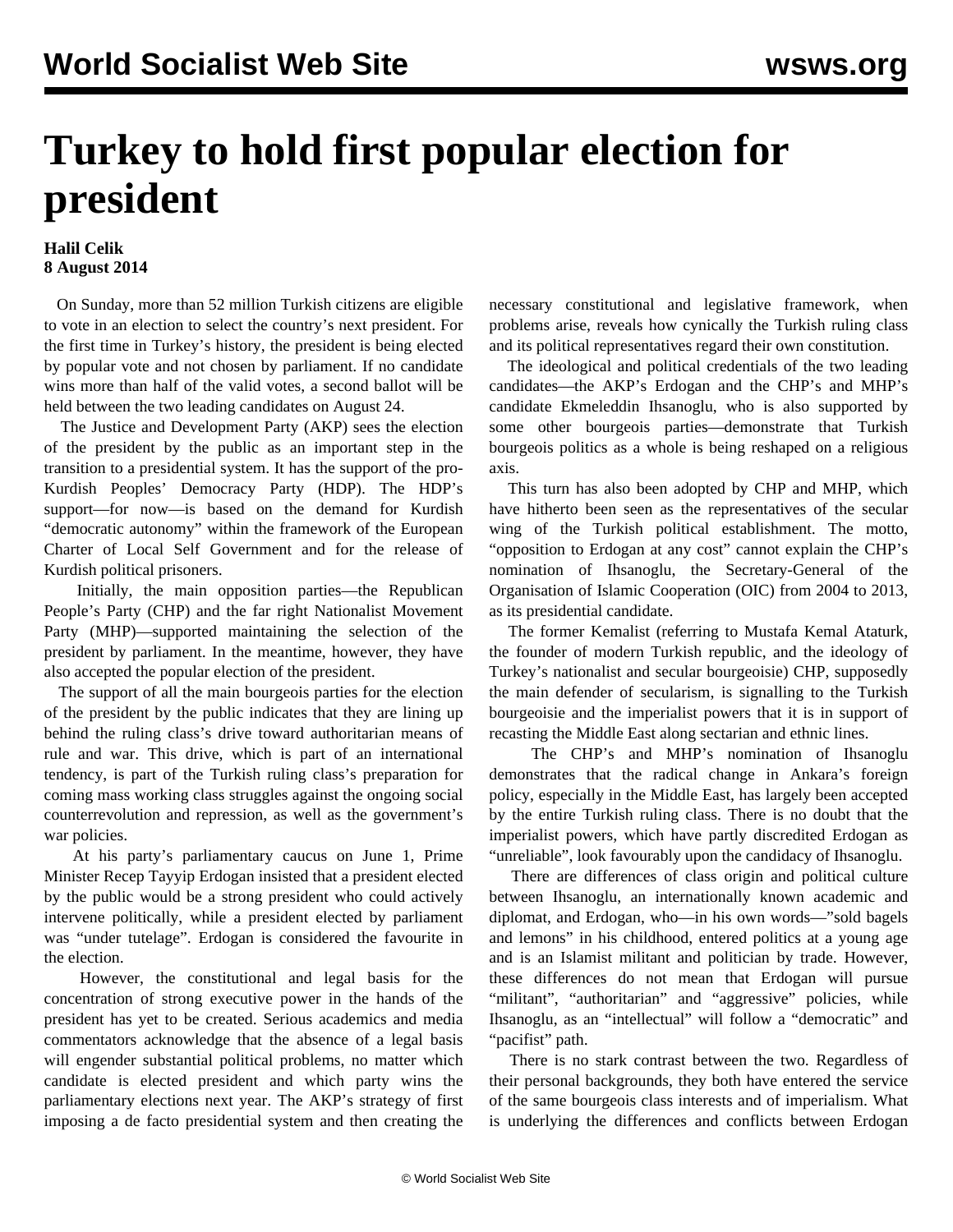# Turkey to hold first popular election for president

**Halil Celik**
**8 August 2014**

On Sunday, more than 52 million Turkish citizens are eligible to vote in an election to select the country's next president. For the first time in Turkey's history, the president is being elected by popular vote and not chosen by parliament. If no candidate wins more than half of the valid votes, a second ballot will be held between the two leading candidates on August 24.

The Justice and Development Party (AKP) sees the election of the president by the public as an important step in the transition to a presidential system. It has the support of the pro-Kurdish Peoples' Democracy Party (HDP). The HDP's support—for now—is based on the demand for Kurdish "democratic autonomy" within the framework of the European Charter of Local Self Government and for the release of Kurdish political prisoners.

Initially, the main opposition parties—the Republican People's Party (CHP) and the far right Nationalist Movement Party (MHP)—supported maintaining the selection of the president by parliament. In the meantime, however, they have also accepted the popular election of the president.

The support of all the main bourgeois parties for the election of the president by the public indicates that they are lining up behind the ruling class's drive toward authoritarian means of rule and war. This drive, which is part of an international tendency, is part of the Turkish ruling class's preparation for coming mass working class struggles against the ongoing social counterrevolution and repression, as well as the government's war policies.

At his party's parliamentary caucus on June 1, Prime Minister Recep Tayyip Erdogan insisted that a president elected by the public would be a strong president who could actively intervene politically, while a president elected by parliament was "under tutelage". Erdogan is considered the favourite in the election.

However, the constitutional and legal basis for the concentration of strong executive power in the hands of the president has yet to be created. Serious academics and media commentators acknowledge that the absence of a legal basis will engender substantial political problems, no matter which candidate is elected president and which party wins the parliamentary elections next year. The AKP's strategy of first imposing a de facto presidential system and then creating the necessary constitutional and legislative framework, when problems arise, reveals how cynically the Turkish ruling class and its political representatives regard their own constitution.

The ideological and political credentials of the two leading candidates—the AKP's Erdogan and the CHP's and MHP's candidate Ekmeleddin Ihsanoglu, who is also supported by some other bourgeois parties—demonstrate that Turkish bourgeois politics as a whole is being reshaped on a religious axis.

This turn has also been adopted by CHP and MHP, which have hitherto been seen as the representatives of the secular wing of the Turkish political establishment. The motto, "opposition to Erdogan at any cost" cannot explain the CHP's nomination of Ihsanoglu, the Secretary-General of the Organisation of Islamic Cooperation (OIC) from 2004 to 2013, as its presidential candidate.

The former Kemalist (referring to Mustafa Kemal Ataturk, the founder of modern Turkish republic, and the ideology of Turkey's nationalist and secular bourgeoisie) CHP, supposedly the main defender of secularism, is signalling to the Turkish bourgeoisie and the imperialist powers that it is in support of recasting the Middle East along sectarian and ethnic lines.

The CHP's and MHP's nomination of Ihsanoglu demonstrates that the radical change in Ankara's foreign policy, especially in the Middle East, has largely been accepted by the entire Turkish ruling class. There is no doubt that the imperialist powers, which have partly discredited Erdogan as "unreliable", look favourably upon the candidacy of Ihsanoglu.

There are differences of class origin and political culture between Ihsanoglu, an internationally known academic and diplomat, and Erdogan, who—in his own words—"sold bagels and lemons" in his childhood, entered politics at a young age and is an Islamist militant and politician by trade. However, these differences do not mean that Erdogan will pursue "militant", "authoritarian" and "aggressive" policies, while Ihsanoglu, as an "intellectual" will follow a "democratic" and "pacifist" path.

There is no stark contrast between the two. Regardless of their personal backgrounds, they both have entered the service of the same bourgeois class interests and of imperialism. What is underlying the differences and conflicts between Erdogan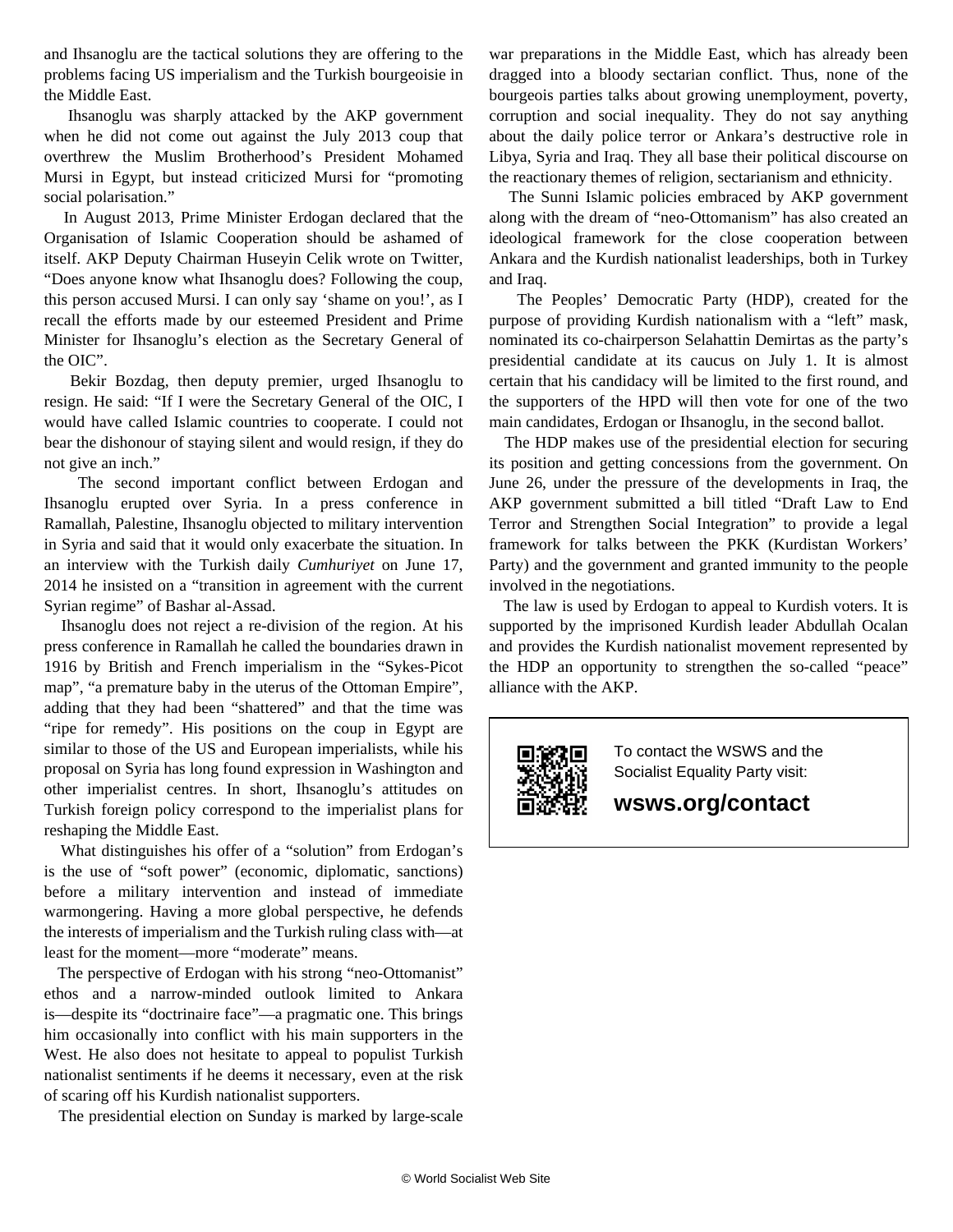and Ihsanoglu are the tactical solutions they are offering to the problems facing US imperialism and the Turkish bourgeoisie in the Middle East.

Ihsanoglu was sharply attacked by the AKP government when he did not come out against the July 2013 coup that overthrew the Muslim Brotherhood's President Mohamed Mursi in Egypt, but instead criticized Mursi for "promoting social polarisation."

In August 2013, Prime Minister Erdogan declared that the Organisation of Islamic Cooperation should be ashamed of itself. AKP Deputy Chairman Huseyin Celik wrote on Twitter, "Does anyone know what Ihsanoglu does? Following the coup, this person accused Mursi. I can only say 'shame on you!', as I recall the efforts made by our esteemed President and Prime Minister for Ihsanoglu's election as the Secretary General of the OIC".

Bekir Bozdag, then deputy premier, urged Ihsanoglu to resign. He said: "If I were the Secretary General of the OIC, I would have called Islamic countries to cooperate. I could not bear the dishonour of staying silent and would resign, if they do not give an inch."

The second important conflict between Erdogan and Ihsanoglu erupted over Syria. In a press conference in Ramallah, Palestine, Ihsanoglu objected to military intervention in Syria and said that it would only exacerbate the situation. In an interview with the Turkish daily *Cumhuriyet* on June 17, 2014 he insisted on a "transition in agreement with the current Syrian regime" of Bashar al-Assad.

Ihsanoglu does not reject a re-division of the region. At his press conference in Ramallah he called the boundaries drawn in 1916 by British and French imperialism in the "Sykes-Picot map", "a premature baby in the uterus of the Ottoman Empire", adding that they had been "shattered" and that the time was "ripe for remedy". His positions on the coup in Egypt are similar to those of the US and European imperialists, while his proposal on Syria has long found expression in Washington and other imperialist centres. In short, Ihsanoglu's attitudes on Turkish foreign policy correspond to the imperialist plans for reshaping the Middle East.

What distinguishes his offer of a "solution" from Erdogan's is the use of "soft power" (economic, diplomatic, sanctions) before a military intervention and instead of immediate warmongering. Having a more global perspective, he defends the interests of imperialism and the Turkish ruling class with—at least for the moment—more "moderate" means.

The perspective of Erdogan with his strong "neo-Ottomanist" ethos and a narrow-minded outlook limited to Ankara is—despite its "doctrinaire face"—a pragmatic one. This brings him occasionally into conflict with his main supporters in the West. He also does not hesitate to appeal to populist Turkish nationalist sentiments if he deems it necessary, even at the risk of scaring off his Kurdish nationalist supporters.

The presidential election on Sunday is marked by large-scale war preparations in the Middle East, which has already been dragged into a bloody sectarian conflict. Thus, none of the bourgeois parties talks about growing unemployment, poverty, corruption and social inequality. They do not say anything about the daily police terror or Ankara's destructive role in Libya, Syria and Iraq. They all base their political discourse on the reactionary themes of religion, sectarianism and ethnicity.

The Sunni Islamic policies embraced by AKP government along with the dream of "neo-Ottomanism" has also created an ideological framework for the close cooperation between Ankara and the Kurdish nationalist leaderships, both in Turkey and Iraq.

The Peoples' Democratic Party (HDP), created for the purpose of providing Kurdish nationalism with a "left" mask, nominated its co-chairperson Selahattin Demirtas as the party's presidential candidate at its caucus on July 1. It is almost certain that his candidacy will be limited to the first round, and the supporters of the HPD will then vote for one of the two main candidates, Erdogan or Ihsanoglu, in the second ballot.

The HDP makes use of the presidential election for securing its position and getting concessions from the government. On June 26, under the pressure of the developments in Iraq, the AKP government submitted a bill titled "Draft Law to End Terror and Strengthen Social Integration" to provide a legal framework for talks between the PKK (Kurdistan Workers' Party) and the government and granted immunity to the people involved in the negotiations.

The law is used by Erdogan to appeal to Kurdish voters. It is supported by the imprisoned Kurdish leader Abdullah Ocalan and provides the Kurdish nationalist movement represented by the HDP an opportunity to strengthen the so-called "peace" alliance with the AKP.

To contact the WSWS and the Socialist Equality Party visit:

**wsws.org/contact**